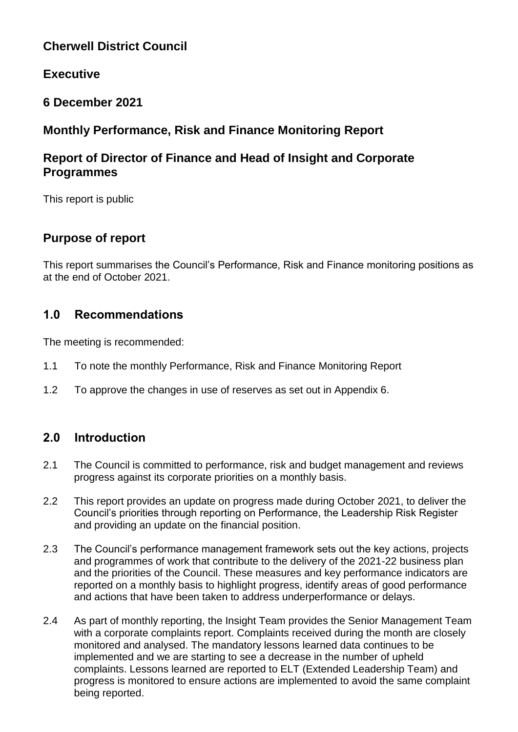**Cherwell District Council**

**Executive**

**6 December 2021**

**Monthly Performance, Risk and Finance Monitoring Report**

**Report of Director of Finance and Head of Insight and Corporate Programmes**

This report is public

## Purpose of report

This report summarises the Council's Performance, Risk and Finance monitoring positions as at the end of October 2021.

## 1.0 Recommendations

The meeting is recommended:

1.1 To note the monthly Performance, Risk and Finance Monitoring Report

1.2 To approve the changes in use of reserves as set out in Appendix 6.

## 2.0 Introduction

2.1 The Council is committed to performance, risk and budget management and reviews progress against its corporate priorities on a monthly basis.

2.2 This report provides an update on progress made during October 2021, to deliver the Council's priorities through reporting on Performance, the Leadership Risk Register and providing an update on the financial position.

2.3 The Council's performance management framework sets out the key actions, projects and programmes of work that contribute to the delivery of the 2021-22 business plan and the priorities of the Council. These measures and key performance indicators are reported on a monthly basis to highlight progress, identify areas of good performance and actions that have been taken to address underperformance or delays.

2.4 As part of monthly reporting, the Insight Team provides the Senior Management Team with a corporate complaints report. Complaints received during the month are closely monitored and analysed. The mandatory lessons learned data continues to be implemented and we are starting to see a decrease in the number of upheld complaints. Lessons learned are reported to ELT (Extended Leadership Team) and progress is monitored to ensure actions are implemented to avoid the same complaint being reported.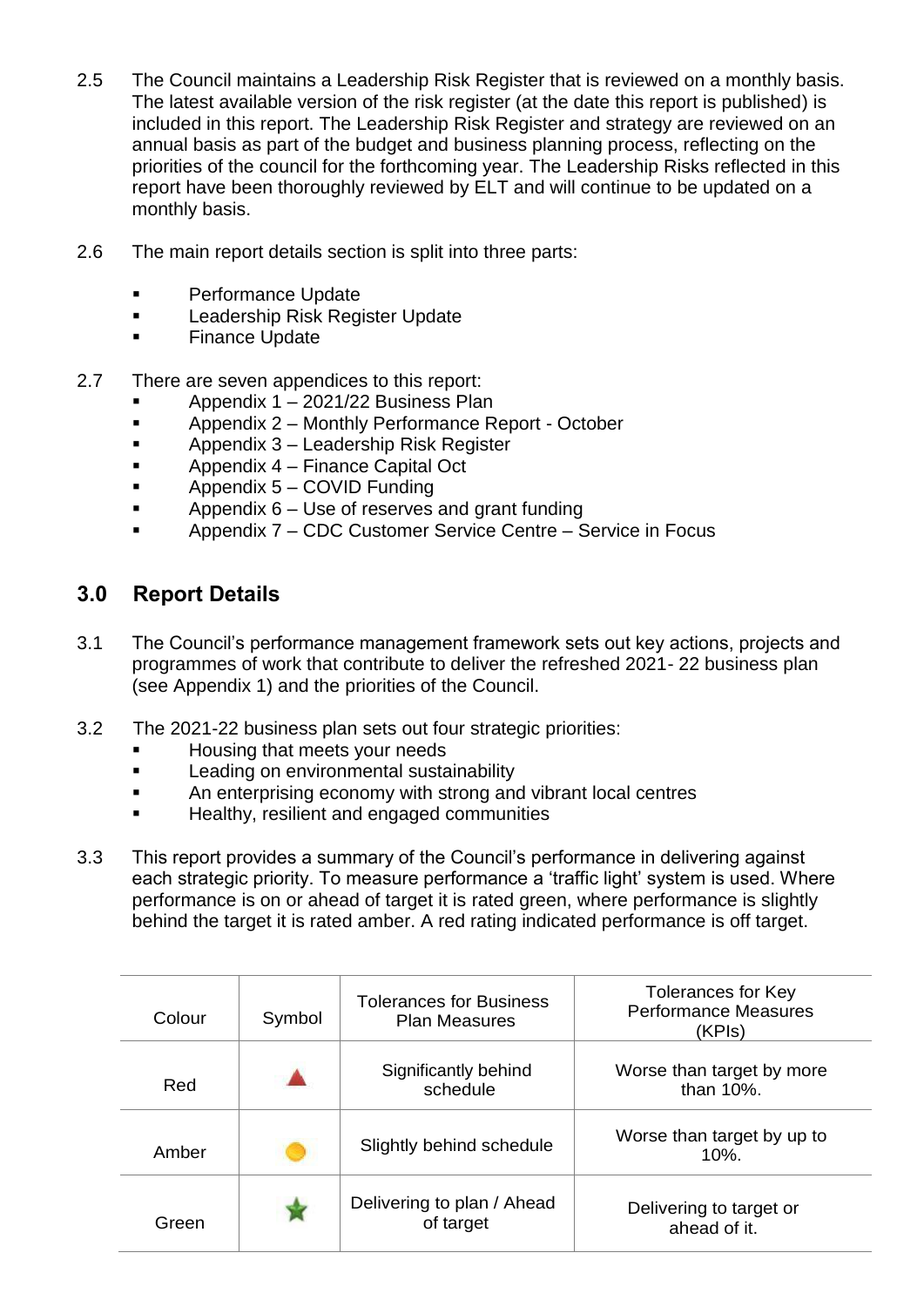2.5 The Council maintains a Leadership Risk Register that is reviewed on a monthly basis. The latest available version of the risk register (at the date this report is published) is included in this report. The Leadership Risk Register and strategy are reviewed on an annual basis as part of the budget and business planning process, reflecting on the priorities of the council for the forthcoming year. The Leadership Risks reflected in this report have been thoroughly reviewed by ELT and will continue to be updated on a monthly basis.

2.6 The main report details section is split into three parts:

- Performance Update
- Leadership Risk Register Update
- Finance Update

2.7 There are seven appendices to this report:

- Appendix 1 – 2021/22 Business Plan
- Appendix 2 – Monthly Performance Report - October
- Appendix 3 – Leadership Risk Register
- Appendix 4 – Finance Capital Oct
- Appendix 5 – COVID Funding
- Appendix 6 – Use of reserves and grant funding
- Appendix 7 – CDC Customer Service Centre – Service in Focus

## 3.0 Report Details

3.1 The Council's performance management framework sets out key actions, projects and programmes of work that contribute to deliver the refreshed 2021- 22 business plan (see Appendix 1) and the priorities of the Council.

3.2 The 2021-22 business plan sets out four strategic priorities:

- Housing that meets your needs
- Leading on environmental sustainability
- An enterprising economy with strong and vibrant local centres
- Healthy, resilient and engaged communities

3.3 This report provides a summary of the Council's performance in delivering against each strategic priority. To measure performance a 'traffic light' system is used. Where performance is on or ahead of target it is rated green, where performance is slightly behind the target it is rated amber. A red rating indicated performance is off target.

| Colour | Symbol | Tolerances for Business Plan Measures | Tolerances for Key Performance Measures (KPIs) |
|---|---|---|---|
| Red | ▲ | Significantly behind schedule | Worse than target by more than 10%. |
| Amber | ● | Slightly behind schedule | Worse than target by up to 10%. |
| Green | ★ | Delivering to plan / Ahead of target | Delivering to target or ahead of it. |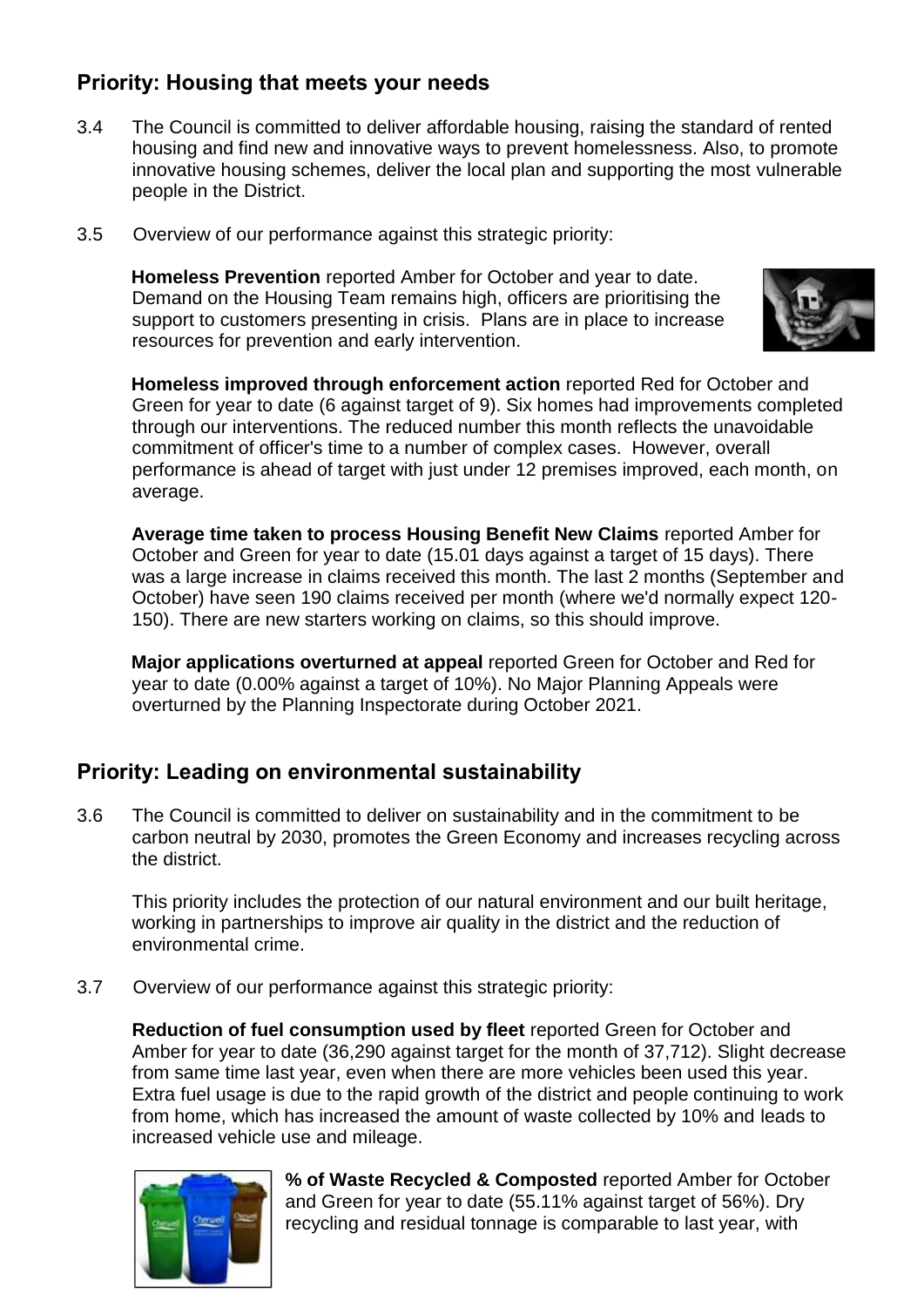## Priority: Housing that meets your needs

3.4 The Council is committed to deliver affordable housing, raising the standard of rented housing and find new and innovative ways to prevent homelessness. Also, to promote innovative housing schemes, deliver the local plan and supporting the most vulnerable people in the District.

3.5 Overview of our performance against this strategic priority:

**Homeless Prevention** reported Amber for October and year to date. Demand on the Housing Team remains high, officers are prioritising the support to customers presenting in crisis. Plans are in place to increase resources for prevention and early intervention.

**Homeless improved through enforcement action** reported Red for October and Green for year to date (6 against target of 9). Six homes had improvements completed through our interventions. The reduced number this month reflects the unavoidable commitment of officer's time to a number of complex cases. However, overall performance is ahead of target with just under 12 premises improved, each month, on average.

**Average time taken to process Housing Benefit New Claims** reported Amber for October and Green for year to date (15.01 days against a target of 15 days). There was a large increase in claims received this month. The last 2 months (September and October) have seen 190 claims received per month (where we'd normally expect 120-150). There are new starters working on claims, so this should improve.

**Major applications overturned at appeal** reported Green for October and Red for year to date (0.00% against a target of 10%). No Major Planning Appeals were overturned by the Planning Inspectorate during October 2021.

## Priority: Leading on environmental sustainability

3.6 The Council is committed to deliver on sustainability and in the commitment to be carbon neutral by 2030, promotes the Green Economy and increases recycling across the district.

This priority includes the protection of our natural environment and our built heritage, working in partnerships to improve air quality in the district and the reduction of environmental crime.

3.7 Overview of our performance against this strategic priority:

**Reduction of fuel consumption used by fleet** reported Green for October and Amber for year to date (36,290 against target for the month of 37,712). Slight decrease from same time last year, even when there are more vehicles been used this year. Extra fuel usage is due to the rapid growth of the district and people continuing to work from home, which has increased the amount of waste collected by 10% and leads to increased vehicle use and mileage.

**% of Waste Recycled & Composted** reported Amber for October and Green for year to date (55.11% against target of 56%). Dry recycling and residual tonnage is comparable to last year, with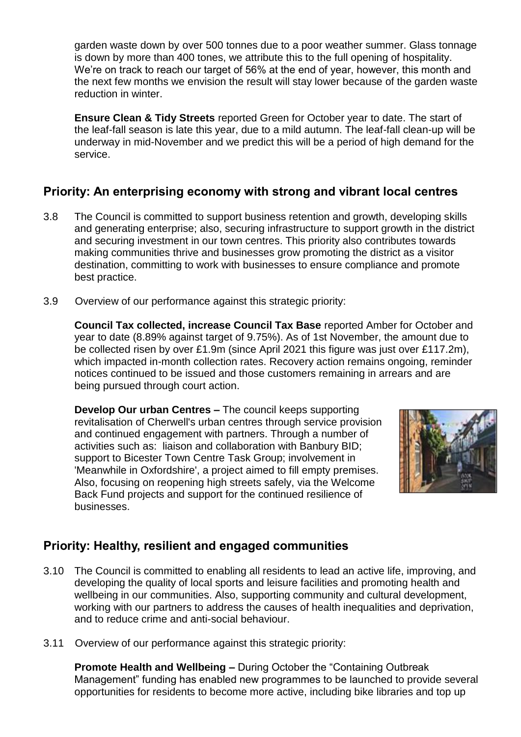garden waste down by over 500 tonnes due to a poor weather summer. Glass tonnage is down by more than 400 tones, we attribute this to the full opening of hospitality. We're on track to reach our target of 56% at the end of year, however, this month and the next few months we envision the result will stay lower because of the garden waste reduction in winter.

**Ensure Clean & Tidy Streets** reported Green for October year to date. The start of the leaf-fall season is late this year, due to a mild autumn. The leaf-fall clean-up will be underway in mid-November and we predict this will be a period of high demand for the service.

## Priority: An enterprising economy with strong and vibrant local centres

3.8 The Council is committed to support business retention and growth, developing skills and generating enterprise; also, securing infrastructure to support growth in the district and securing investment in our town centres. This priority also contributes towards making communities thrive and businesses grow promoting the district as a visitor destination, committing to work with businesses to ensure compliance and promote best practice.

3.9 Overview of our performance against this strategic priority:

**Council Tax collected, increase Council Tax Base** reported Amber for October and year to date (8.89% against target of 9.75%). As of 1st November, the amount due to be collected risen by over £1.9m (since April 2021 this figure was just over £117.2m), which impacted in-month collection rates. Recovery action remains ongoing, reminder notices continued to be issued and those customers remaining in arrears and are being pursued through court action.

**Develop Our urban Centres –** The council keeps supporting revitalisation of Cherwell's urban centres through service provision and continued engagement with partners. Through a number of activities such as: liaison and collaboration with Banbury BID; support to Bicester Town Centre Task Group; involvement in 'Meanwhile in Oxfordshire', a project aimed to fill empty premises. Also, focusing on reopening high streets safely, via the Welcome Back Fund projects and support for the continued resilience of businesses.

## Priority: Healthy, resilient and engaged communities

3.10 The Council is committed to enabling all residents to lead an active life, improving, and developing the quality of local sports and leisure facilities and promoting health and wellbeing in our communities. Also, supporting community and cultural development, working with our partners to address the causes of health inequalities and deprivation, and to reduce crime and anti-social behaviour.

3.11 Overview of our performance against this strategic priority:

**Promote Health and Wellbeing –** During October the "Containing Outbreak Management" funding has enabled new programmes to be launched to provide several opportunities for residents to become more active, including bike libraries and top up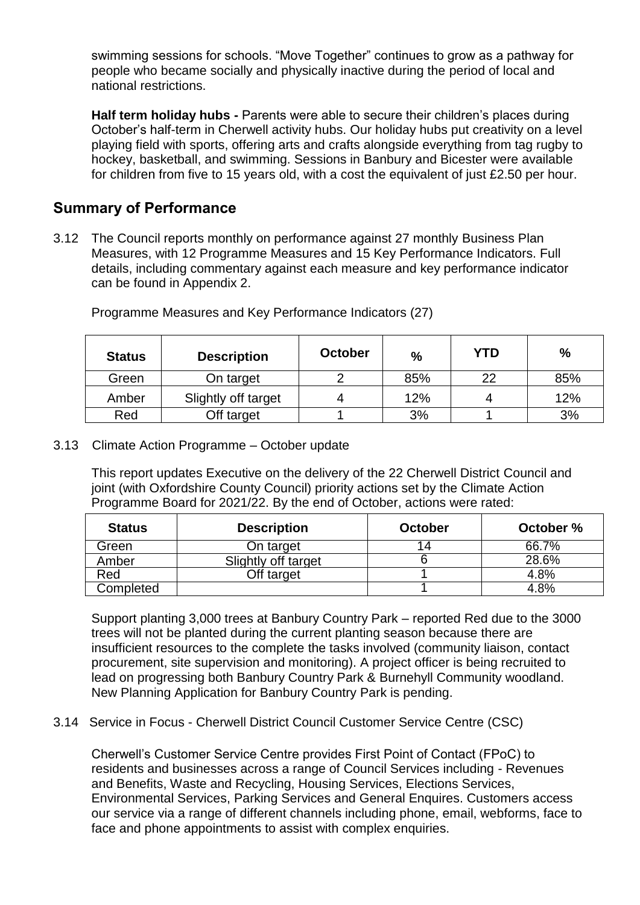swimming sessions for schools. "Move Together" continues to grow as a pathway for people who became socially and physically inactive during the period of local and national restrictions.

**Half term holiday hubs -** Parents were able to secure their children's places during October's half-term in Cherwell activity hubs. Our holiday hubs put creativity on a level playing field with sports, offering arts and crafts alongside everything from tag rugby to hockey, basketball, and swimming. Sessions in Banbury and Bicester were available for children from five to 15 years old, with a cost the equivalent of just £2.50 per hour.

## Summary of Performance

3.12 The Council reports monthly on performance against 27 monthly Business Plan Measures, with 12 Programme Measures and 15 Key Performance Indicators. Full details, including commentary against each measure and key performance indicator can be found in Appendix 2.

Programme Measures and Key Performance Indicators (27)

| Status | Description | October | % | YTD | % |
|---|---|---|---|---|---|
| Green | On target | 2 | 85% | 22 | 85% |
| Amber | Slightly off target | 4 | 12% | 4 | 12% |
| Red | Off target | 1 | 3% | 1 | 3% |

3.13 Climate Action Programme – October update

This report updates Executive on the delivery of the 22 Cherwell District Council and joint (with Oxfordshire County Council) priority actions set by the Climate Action Programme Board for 2021/22. By the end of October, actions were rated:

| Status | Description | October | October % |
|---|---|---|---|
| Green | On target | 14 | 66.7% |
| Amber | Slightly off target | 6 | 28.6% |
| Red | Off target | 1 | 4.8% |
| Completed | | 1 | 4.8% |

Support planting 3,000 trees at Banbury Country Park – reported Red due to the 3000 trees will not be planted during the current planting season because there are insufficient resources to the complete the tasks involved (community liaison, contact procurement, site supervision and monitoring). A project officer is being recruited to lead on progressing both Banbury Country Park & Burnehyll Community woodland. New Planning Application for Banbury Country Park is pending.

3.14 Service in Focus - Cherwell District Council Customer Service Centre (CSC)

Cherwell's Customer Service Centre provides First Point of Contact (FPoC) to residents and businesses across a range of Council Services including - Revenues and Benefits, Waste and Recycling, Housing Services, Elections Services, Environmental Services, Parking Services and General Enquires. Customers access our service via a range of different channels including phone, email, webforms, face to face and phone appointments to assist with complex enquiries.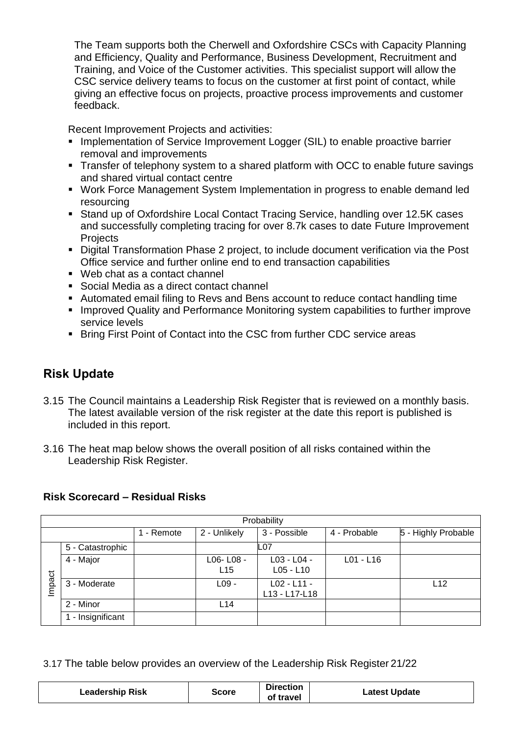The Team supports both the Cherwell and Oxfordshire CSCs with Capacity Planning and Efficiency, Quality and Performance, Business Development, Recruitment and Training, and Voice of the Customer activities. This specialist support will allow the CSC service delivery teams to focus on the customer at first point of contact, while giving an effective focus on projects, proactive process improvements and customer feedback.

Recent Improvement Projects and activities:

- Implementation of Service Improvement Logger (SIL) to enable proactive barrier removal and improvements
- Transfer of telephony system to a shared platform with OCC to enable future savings and shared virtual contact centre
- Work Force Management System Implementation in progress to enable demand led resourcing
- Stand up of Oxfordshire Local Contact Tracing Service, handling over 12.5K cases and successfully completing tracing for over 8.7k cases to date Future Improvement Projects
- Digital Transformation Phase 2 project, to include document verification via the Post Office service and further online end to end transaction capabilities
- Web chat as a contact channel
- Social Media as a direct contact channel
- Automated email filing to Revs and Bens account to reduce contact handling time
- Improved Quality and Performance Monitoring system capabilities to further improve service levels
- Bring First Point of Contact into the CSC from further CDC service areas

## Risk Update

3.15 The Council maintains a Leadership Risk Register that is reviewed on a monthly basis. The latest available version of the risk register at the date this report is published is included in this report.

3.16 The heat map below shows the overall position of all risks contained within the Leadership Risk Register.

**Risk Scorecard – Residual Risks**

| | | Probability | | | | |
|---|---|---|---|---|---|---|
| | | 1 - Remote | 2 - Unlikely | 3 - Possible | 4 - Probable | 5 - Highly Probable |
| Impact | 5 - Catastrophic | | | L07 | | |
| | 4 - Major | | L06- L08 - L15 | L03 - L04 - L05 - L10 | L01 - L16 | |
| | 3 - Moderate | | L09 - | L02 - L11 - L13 - L17-L18 | | L12 |
| | 2 - Minor | | L14 | | | |
| | 1 - Insignificant | | | | | |

3.17 The table below provides an overview of the Leadership Risk Register 21/22

| Leadership Risk | Score | Direction of travel | Latest Update |
|---|---|---|---|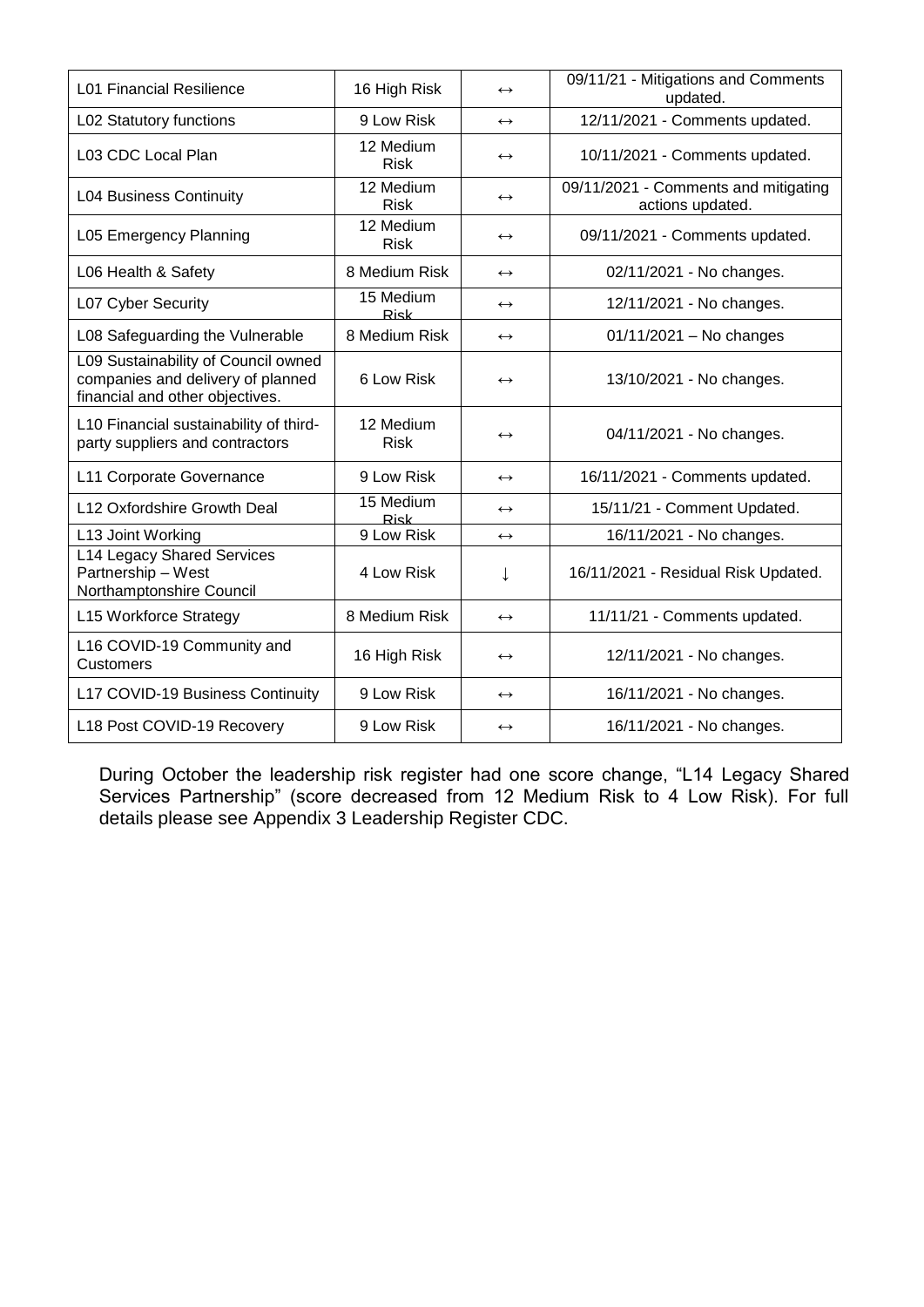| | | | |
|---|---|---|---|
| L01 Financial Resilience | 16 High Risk | ↔ | 09/11/21 - Mitigations and Comments updated. |
| L02 Statutory functions | 9 Low Risk | ↔ | 12/11/2021 - Comments updated. |
| L03 CDC Local Plan | 12 Medium Risk | ↔ | 10/11/2021 - Comments updated. |
| L04 Business Continuity | 12 Medium Risk | ↔ | 09/11/2021 - Comments and mitigating actions updated. |
| L05 Emergency Planning | 12 Medium Risk | ↔ | 09/11/2021 - Comments updated. |
| L06 Health & Safety | 8 Medium Risk | ↔ | 02/11/2021 - No changes. |
| L07 Cyber Security | 15 Medium Risk | ↔ | 12/11/2021 - No changes. |
| L08 Safeguarding the Vulnerable | 8 Medium Risk | ↔ | 01/11/2021 – No changes |
| L09 Sustainability of Council owned companies and delivery of planned financial and other objectives. | 6 Low Risk | ↔ | 13/10/2021 - No changes. |
| L10 Financial sustainability of third-party suppliers and contractors | 12 Medium Risk | ↔ | 04/11/2021 - No changes. |
| L11 Corporate Governance | 9 Low Risk | ↔ | 16/11/2021 - Comments updated. |
| L12 Oxfordshire Growth Deal | 15 Medium Risk | ↔ | 15/11/21 - Comment Updated. |
| L13 Joint Working | 9 Low Risk | ↔ | 16/11/2021 - No changes. |
| L14 Legacy Shared Services Partnership – West Northamptonshire Council | 4 Low Risk | ↓ | 16/11/2021 - Residual Risk Updated. |
| L15 Workforce Strategy | 8 Medium Risk | ↔ | 11/11/21 - Comments updated. |
| L16 COVID-19 Community and Customers | 16 High Risk | ↔ | 12/11/2021 - No changes. |
| L17 COVID-19 Business Continuity | 9 Low Risk | ↔ | 16/11/2021 - No changes. |
| L18 Post COVID-19 Recovery | 9 Low Risk | ↔ | 16/11/2021 - No changes. |

During October the leadership risk register had one score change, "L14 Legacy Shared Services Partnership" (score decreased from 12 Medium Risk to 4 Low Risk). For full details please see Appendix 3 Leadership Register CDC.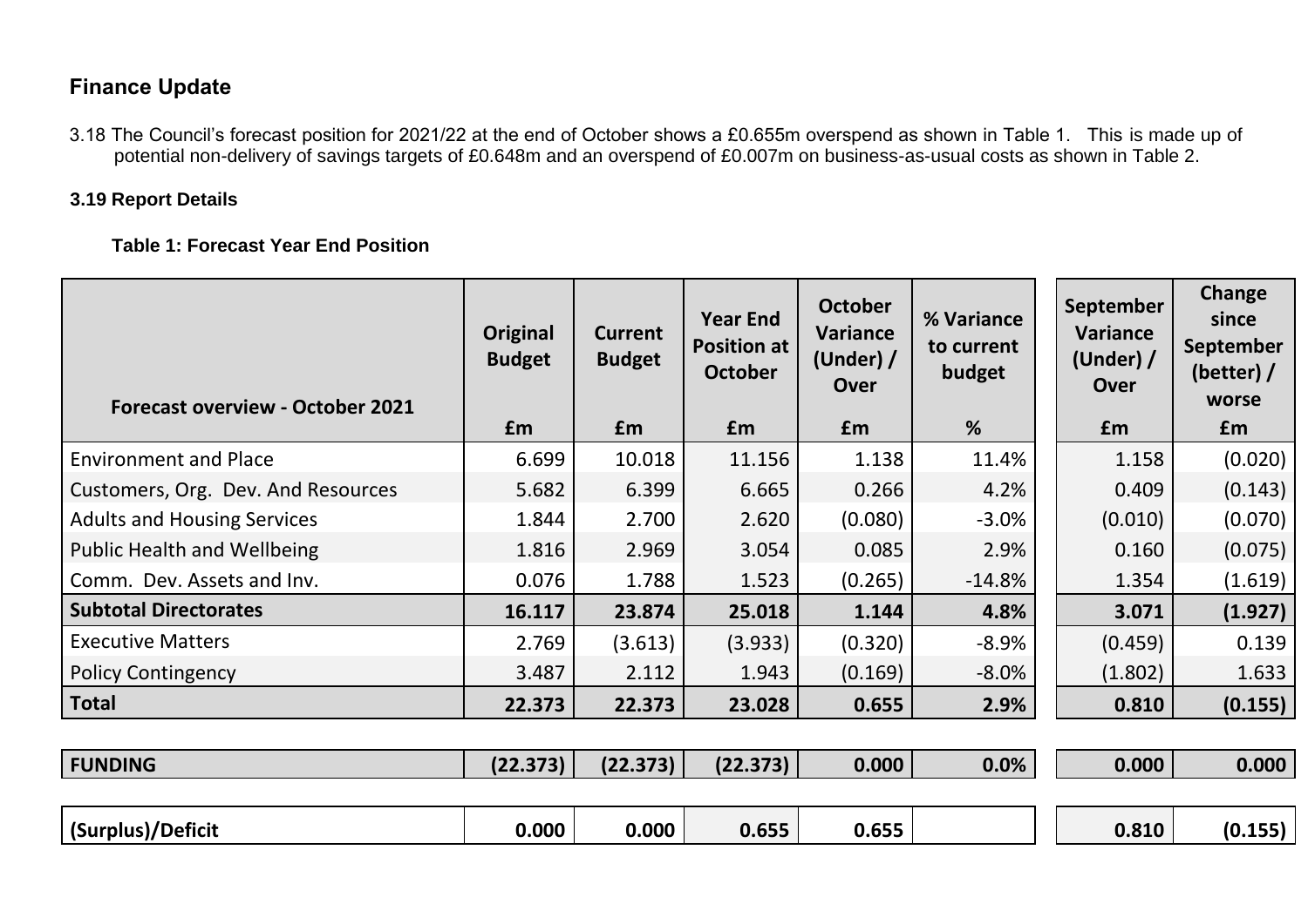## Finance Update

3.18 The Council's forecast position for 2021/22 at the end of October shows a £0.655m overspend as shown in Table 1. This is made up of potential non-delivery of savings targets of £0.648m and an overspend of £0.007m on business-as-usual costs as shown in Table 2.

**3.19 Report Details**

**Table 1: Forecast Year End Position**

| Forecast overview - October 2021 | Original Budget | Current Budget | Year End Position at October | October Variance (Under) / Over | % Variance to current budget | September Variance (Under) / Over | Change since September (better) / worse |
|---|---|---|---|---|---|---|---|
| | £m | £m | £m | £m | % | £m | £m |
| Environment and Place | 6.699 | 10.018 | 11.156 | 1.138 | 11.4% | 1.158 | (0.020) |
| Customers, Org. Dev. And Resources | 5.682 | 6.399 | 6.665 | 0.266 | 4.2% | 0.409 | (0.143) |
| Adults and Housing Services | 1.844 | 2.700 | 2.620 | (0.080) | -3.0% | (0.010) | (0.070) |
| Public Health and Wellbeing | 1.816 | 2.969 | 3.054 | 0.085 | 2.9% | 0.160 | (0.075) |
| Comm. Dev. Assets and Inv. | 0.076 | 1.788 | 1.523 | (0.265) | -14.8% | 1.354 | (1.619) |
| **Subtotal Directorates** | **16.117** | **23.874** | **25.018** | **1.144** | **4.8%** | **3.071** | **(1.927)** |
| Executive Matters | 2.769 | (3.613) | (3.933) | (0.320) | -8.9% | (0.459) | 0.139 |
| Policy Contingency | 3.487 | 2.112 | 1.943 | (0.169) | -8.0% | (1.802) | 1.633 |
| **Total** | **22.373** | **22.373** | **23.028** | **0.655** | **2.9%** | **0.810** | **(0.155)** |
| **FUNDING** | **(22.373)** | **(22.373)** | **(22.373)** | **0.000** | **0.0%** | **0.000** | **0.000** |
| **(Surplus)/Deficit** | **0.000** | **0.000** | **0.655** | **0.655** | | **0.810** | **(0.155)** |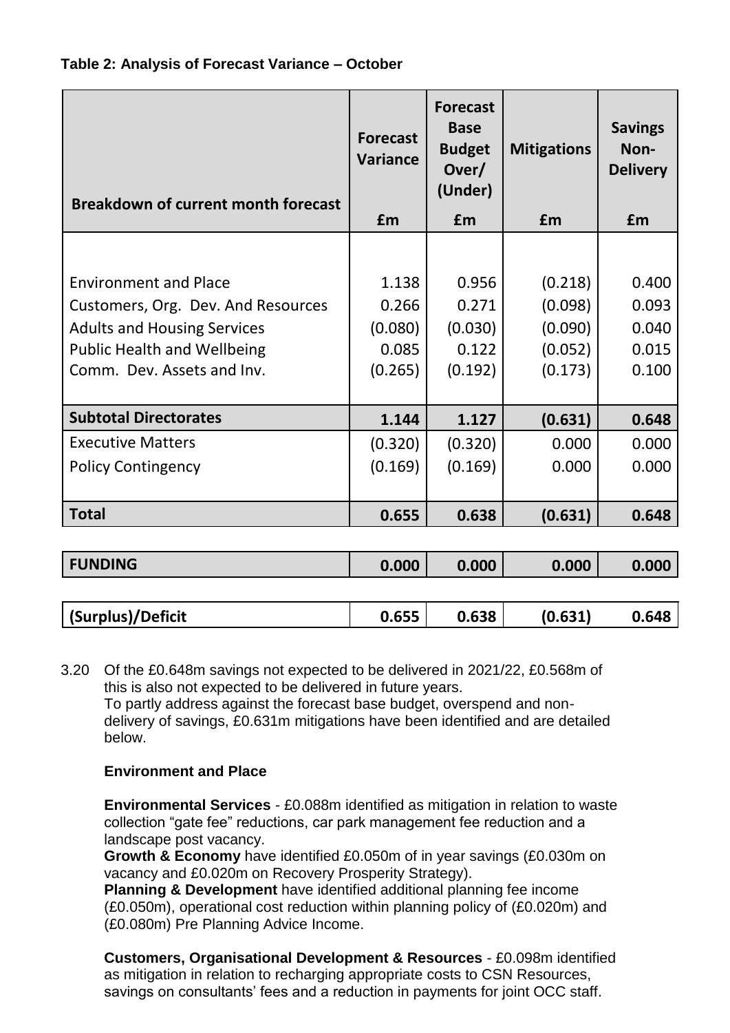**Table 2: Analysis of Forecast Variance – October**

| Breakdown of current month forecast | Forecast Variance £m | Forecast Base Budget Over/ (Under) £m | Mitigations £m | Savings Non-Delivery £m |
|---|---|---|---|---|
| Environment and Place | 1.138 | 0.956 | (0.218) | 0.400 |
| Customers, Org. Dev. And Resources | 0.266 | 0.271 | (0.098) | 0.093 |
| Adults and Housing Services | (0.080) | (0.030) | (0.090) | 0.040 |
| Public Health and Wellbeing | 0.085 | 0.122 | (0.052) | 0.015 |
| Comm. Dev. Assets and Inv. | (0.265) | (0.192) | (0.173) | 0.100 |
| **Subtotal Directorates** | **1.144** | **1.127** | **(0.631)** | **0.648** |
| Executive Matters | (0.320) | (0.320) | 0.000 | 0.000 |
| Policy Contingency | (0.169) | (0.169) | 0.000 | 0.000 |
| **Total** | **0.655** | **0.638** | **(0.631)** | **0.648** |
| **FUNDING** | **0.000** | **0.000** | **0.000** | **0.000** |
| **(Surplus)/Deficit** | **0.655** | **0.638** | **(0.631)** | **0.648** |

3.20 Of the £0.648m savings not expected to be delivered in 2021/22, £0.568m of this is also not expected to be delivered in future years.
To partly address against the forecast base budget, overspend and non-delivery of savings, £0.631m mitigations have been identified and are detailed below.

**Environment and Place**

**Environmental Services** - £0.088m identified as mitigation in relation to waste collection "gate fee" reductions, car park management fee reduction and a landscape post vacancy.
**Growth & Economy** have identified £0.050m of in year savings (£0.030m on vacancy and £0.020m on Recovery Prosperity Strategy).
**Planning & Development** have identified additional planning fee income (£0.050m), operational cost reduction within planning policy of (£0.020m) and (£0.080m) Pre Planning Advice Income.

**Customers, Organisational Development & Resources** - £0.098m identified as mitigation in relation to recharging appropriate costs to CSN Resources, savings on consultants' fees and a reduction in payments for joint OCC staff.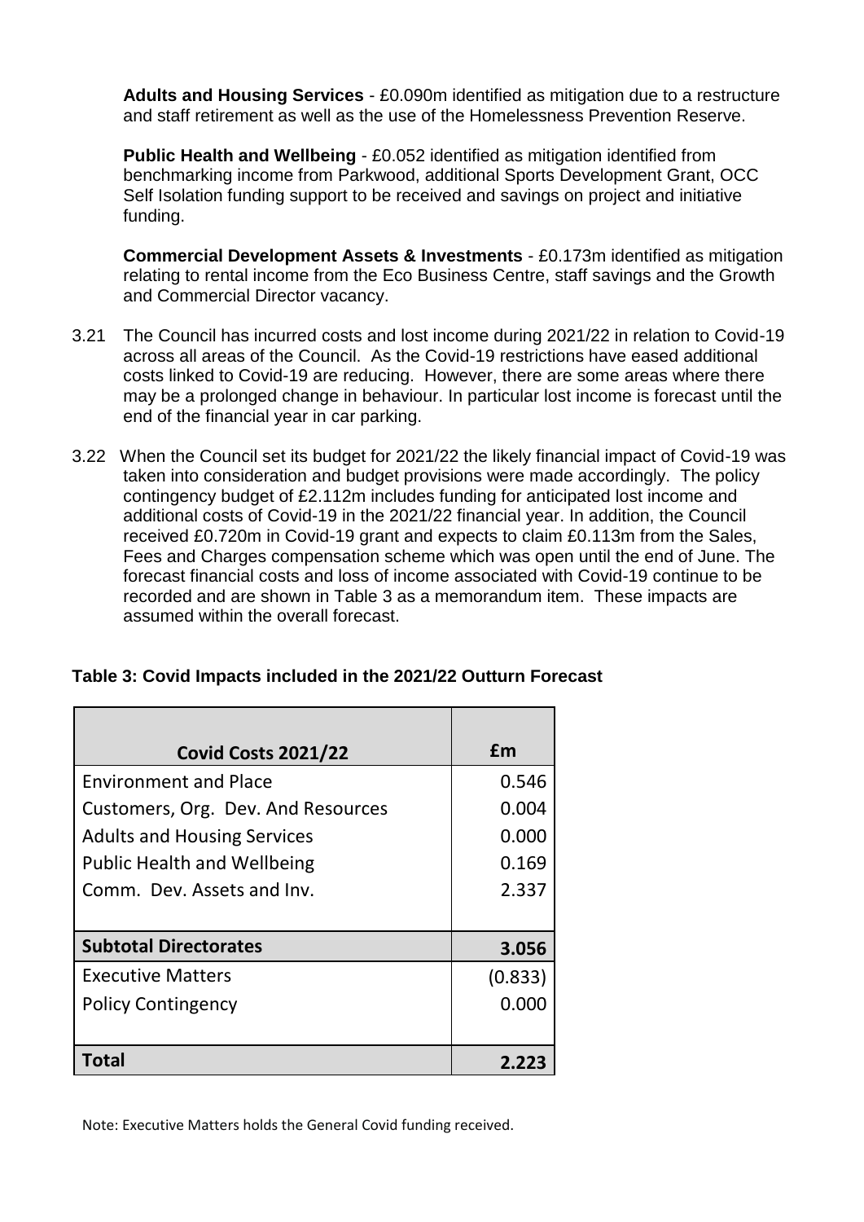**Adults and Housing Services** - £0.090m identified as mitigation due to a restructure and staff retirement as well as the use of the Homelessness Prevention Reserve.

**Public Health and Wellbeing** - £0.052 identified as mitigation identified from benchmarking income from Parkwood, additional Sports Development Grant, OCC Self Isolation funding support to be received and savings on project and initiative funding.

**Commercial Development Assets & Investments** - £0.173m identified as mitigation relating to rental income from the Eco Business Centre, staff savings and the Growth and Commercial Director vacancy.

3.21 The Council has incurred costs and lost income during 2021/22 in relation to Covid-19 across all areas of the Council. As the Covid-19 restrictions have eased additional costs linked to Covid-19 are reducing. However, there are some areas where there may be a prolonged change in behaviour. In particular lost income is forecast until the end of the financial year in car parking.

3.22 When the Council set its budget for 2021/22 the likely financial impact of Covid-19 was taken into consideration and budget provisions were made accordingly. The policy contingency budget of £2.112m includes funding for anticipated lost income and additional costs of Covid-19 in the 2021/22 financial year. In addition, the Council received £0.720m in Covid-19 grant and expects to claim £0.113m from the Sales, Fees and Charges compensation scheme which was open until the end of June. The forecast financial costs and loss of income associated with Covid-19 continue to be recorded and are shown in Table 3 as a memorandum item. These impacts are assumed within the overall forecast.

**Table 3: Covid Impacts included in the 2021/22 Outturn Forecast**

| Covid Costs 2021/22 | £m |
|---|---|
| Environment and Place | 0.546 |
| Customers, Org. Dev. And Resources | 0.004 |
| Adults and Housing Services | 0.000 |
| Public Health and Wellbeing | 0.169 |
| Comm. Dev. Assets and Inv. | 2.337 |
| **Subtotal Directorates** | **3.056** |
| Executive Matters | (0.833) |
| Policy Contingency | 0.000 |
| **Total** | **2.223** |

Note: Executive Matters holds the General Covid funding received.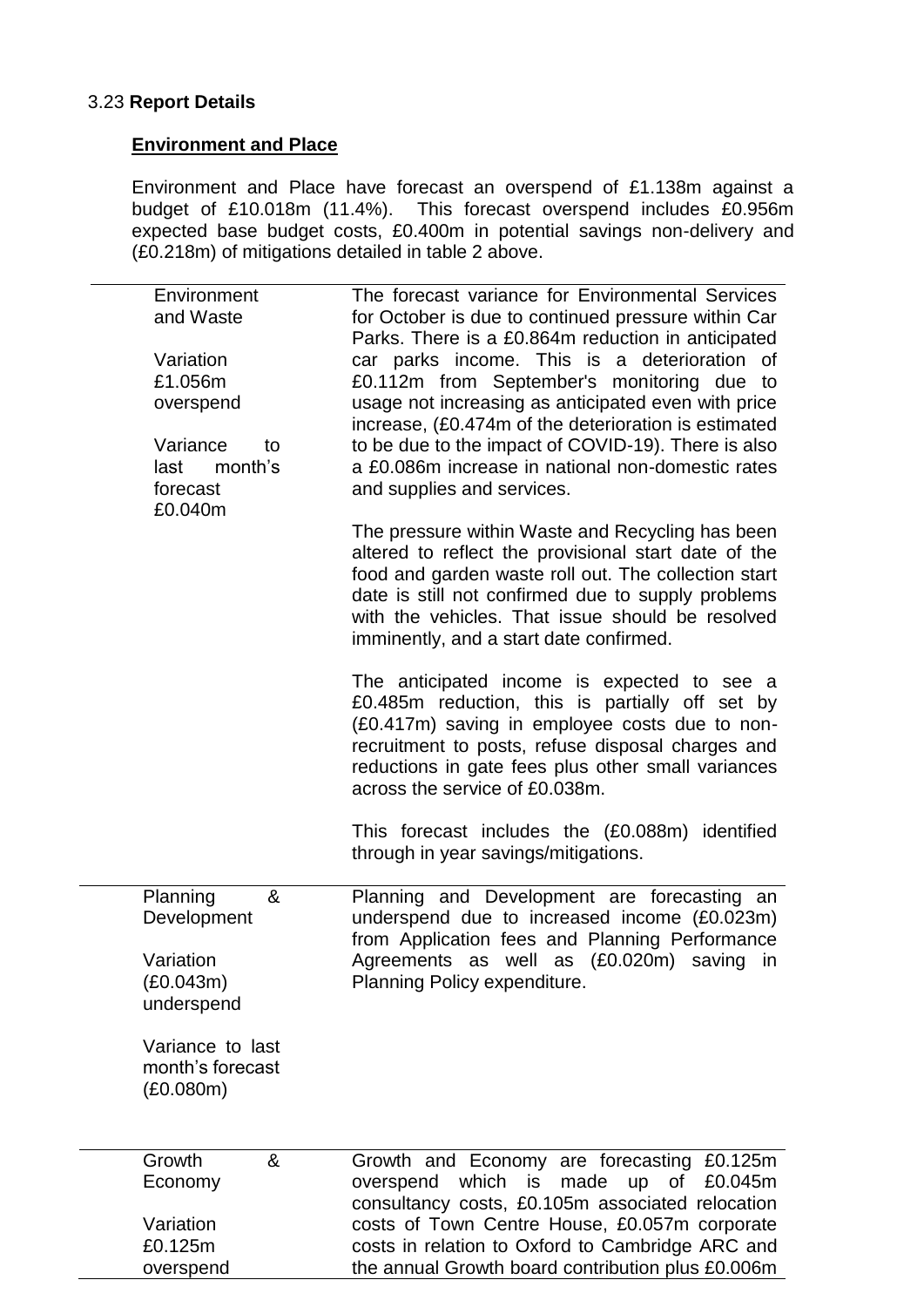3.23 **Report Details**

**Environment and Place**

Environment and Place have forecast an overspend of £1.138m against a budget of £10.018m (11.4%). This forecast overspend includes £0.956m expected base budget costs, £0.400m in potential savings non-delivery and (£0.218m) of mitigations detailed in table 2 above.

| | |
|---|---|
| Environment and Waste<br><br>Variation £1.056m overspend<br><br>Variance to last month's forecast £0.040m | The forecast variance for Environmental Services for October is due to continued pressure within Car Parks. There is a £0.864m reduction in anticipated car parks income. This is a deterioration of £0.112m from September's monitoring due to usage not increasing as anticipated even with price increase, (£0.474m of the deterioration is estimated to be due to the impact of COVID-19). There is also a £0.086m increase in national non-domestic rates and supplies and services.<br><br>The pressure within Waste and Recycling has been altered to reflect the provisional start date of the food and garden waste roll out. The collection start date is still not confirmed due to supply problems with the vehicles. That issue should be resolved imminently, and a start date confirmed.<br><br>The anticipated income is expected to see a £0.485m reduction, this is partially off set by (£0.417m) saving in employee costs due to non-recruitment to posts, refuse disposal charges and reductions in gate fees plus other small variances across the service of £0.038m.<br><br>This forecast includes the (£0.088m) identified through in year savings/mitigations. |
| Planning & Development<br><br>Variation (£0.043m) underspend<br><br>Variance to last month's forecast (£0.080m) | Planning and Development are forecasting an underspend due to increased income (£0.023m) from Application fees and Planning Performance Agreements as well as (£0.020m) saving in Planning Policy expenditure. |
| Growth & Economy<br><br>Variation £0.125m overspend | Growth and Economy are forecasting £0.125m overspend which is made up of £0.045m consultancy costs, £0.105m associated relocation costs of Town Centre House, £0.057m corporate costs in relation to Oxford to Cambridge ARC and the annual Growth board contribution plus £0.006m |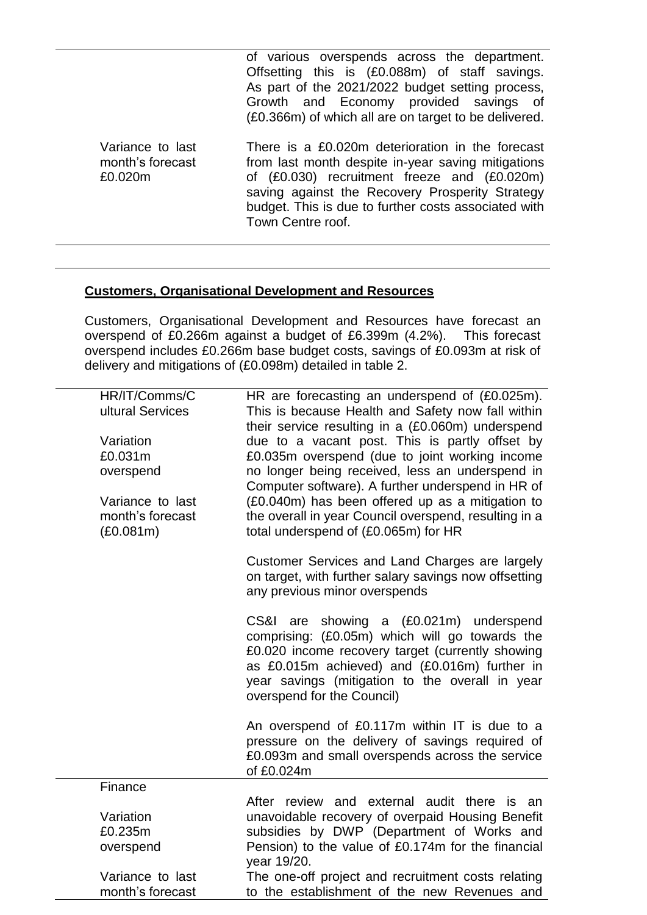| | |
|---|---|
| | of various overspends across the department. Offsetting this is (£0.088m) of staff savings. As part of the 2021/2022 budget setting process, Growth and Economy provided savings of (£0.366m) of which all are on target to be delivered. |
| Variance to last month's forecast £0.020m | There is a £0.020m deterioration in the forecast from last month despite in-year saving mitigations of (£0.030) recruitment freeze and (£0.020m) saving against the Recovery Prosperity Strategy budget. This is due to further costs associated with Town Centre roof. |

## Customers, Organisational Development and Resources

Customers, Organisational Development and Resources have forecast an overspend of £0.266m against a budget of £6.399m (4.2%). This forecast overspend includes £0.266m base budget costs, savings of £0.093m at risk of delivery and mitigations of (£0.098m) detailed in table 2.

| | |
|---|---|
| HR/IT/Comms/Cultural Services<br><br>Variation £0.031m overspend<br><br>Variance to last month's forecast (£0.081m) | HR are forecasting an underspend of (£0.025m). This is because Health and Safety now fall within their service resulting in a (£0.060m) underspend due to a vacant post. This is partly offset by £0.035m overspend (due to joint working income no longer being received, less an underspend in Computer software). A further underspend in HR of (£0.040m) has been offered up as a mitigation to the overall in year Council overspend, resulting in a total underspend of (£0.065m) for HR<br><br>Customer Services and Land Charges are largely on target, with further salary savings now offsetting any previous minor overspends<br><br>CS&I are showing a (£0.021m) underspend comprising: (£0.05m) which will go towards the £0.020 income recovery target (currently showing as £0.015m achieved) and (£0.016m) further in year savings (mitigation to the overall in year overspend for the Council)<br><br>An overspend of £0.117m within IT is due to a pressure on the delivery of savings required of £0.093m and small overspends across the service of £0.024m |
| Finance<br><br>Variation £0.235m overspend<br><br>Variance to last month's forecast | After review and external audit there is an unavoidable recovery of overpaid Housing Benefit subsidies by DWP (Department of Works and Pension) to the value of £0.174m for the financial year 19/20.<br>The one-off project and recruitment costs relating to the establishment of the new Revenues and |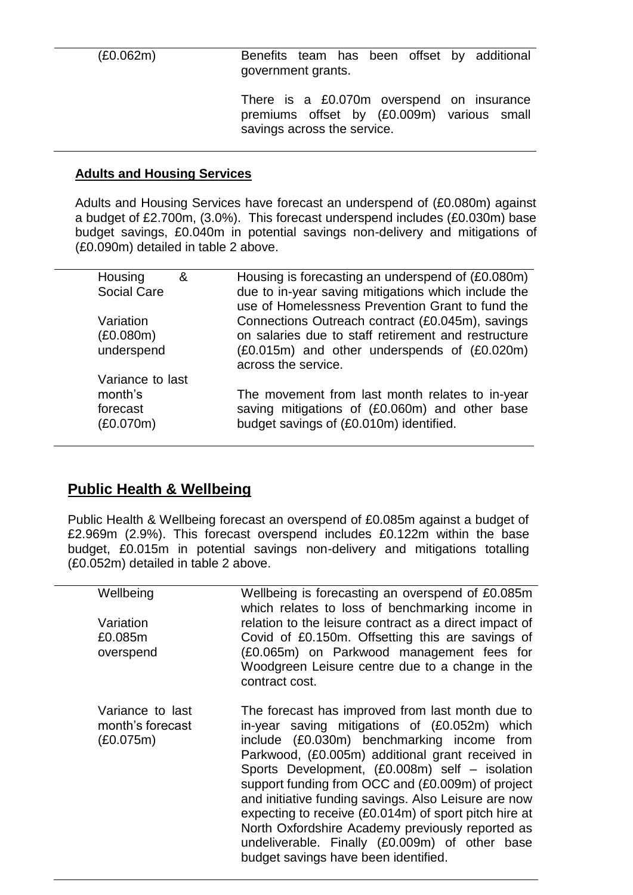| | |
|---|---|
| (£0.062m) | Benefits team has been offset by additional government grants.<br><br>There is a £0.070m overspend on insurance premiums offset by (£0.009m) various small savings across the service. |

**Adults and Housing Services**

Adults and Housing Services have forecast an underspend of (£0.080m) against a budget of £2.700m, (3.0%). This forecast underspend includes (£0.030m) base budget savings, £0.040m in potential savings non-delivery and mitigations of (£0.090m) detailed in table 2 above.

| | |
|---|---|
| Housing & Social Care<br><br>Variation<br>(£0.080m)<br>underspend<br><br>Variance to last month's forecast<br>(£0.070m) | Housing is forecasting an underspend of (£0.080m) due to in-year saving mitigations which include the use of Homelessness Prevention Grant to fund the Connections Outreach contract (£0.045m), savings on salaries due to staff retirement and restructure (£0.015m) and other underspends of (£0.020m) across the service.<br><br>The movement from last month relates to in-year saving mitigations of (£0.060m) and other base budget savings of (£0.010m) identified. |

## Public Health & Wellbeing

Public Health & Wellbeing forecast an overspend of £0.085m against a budget of £2.969m (2.9%). This forecast overspend includes £0.122m within the base budget, £0.015m in potential savings non-delivery and mitigations totalling (£0.052m) detailed in table 2 above.

| | |
|---|---|
| Wellbeing<br><br>Variation<br>£0.085m<br>overspend | Wellbeing is forecasting an overspend of £0.085m which relates to loss of benchmarking income in relation to the leisure contract as a direct impact of Covid of £0.150m. Offsetting this are savings of (£0.065m) on Parkwood management fees for Woodgreen Leisure centre due to a change in the contract cost. |
| Variance to last month's forecast<br>(£0.075m) | The forecast has improved from last month due to in-year saving mitigations of (£0.052m) which include (£0.030m) benchmarking income from Parkwood, (£0.005m) additional grant received in Sports Development, (£0.008m) self – isolation support funding from OCC and (£0.009m) of project and initiative funding savings. Also Leisure are now expecting to receive (£0.014m) of sport pitch hire at North Oxfordshire Academy previously reported as undeliverable. Finally (£0.009m) of other base budget savings have been identified. |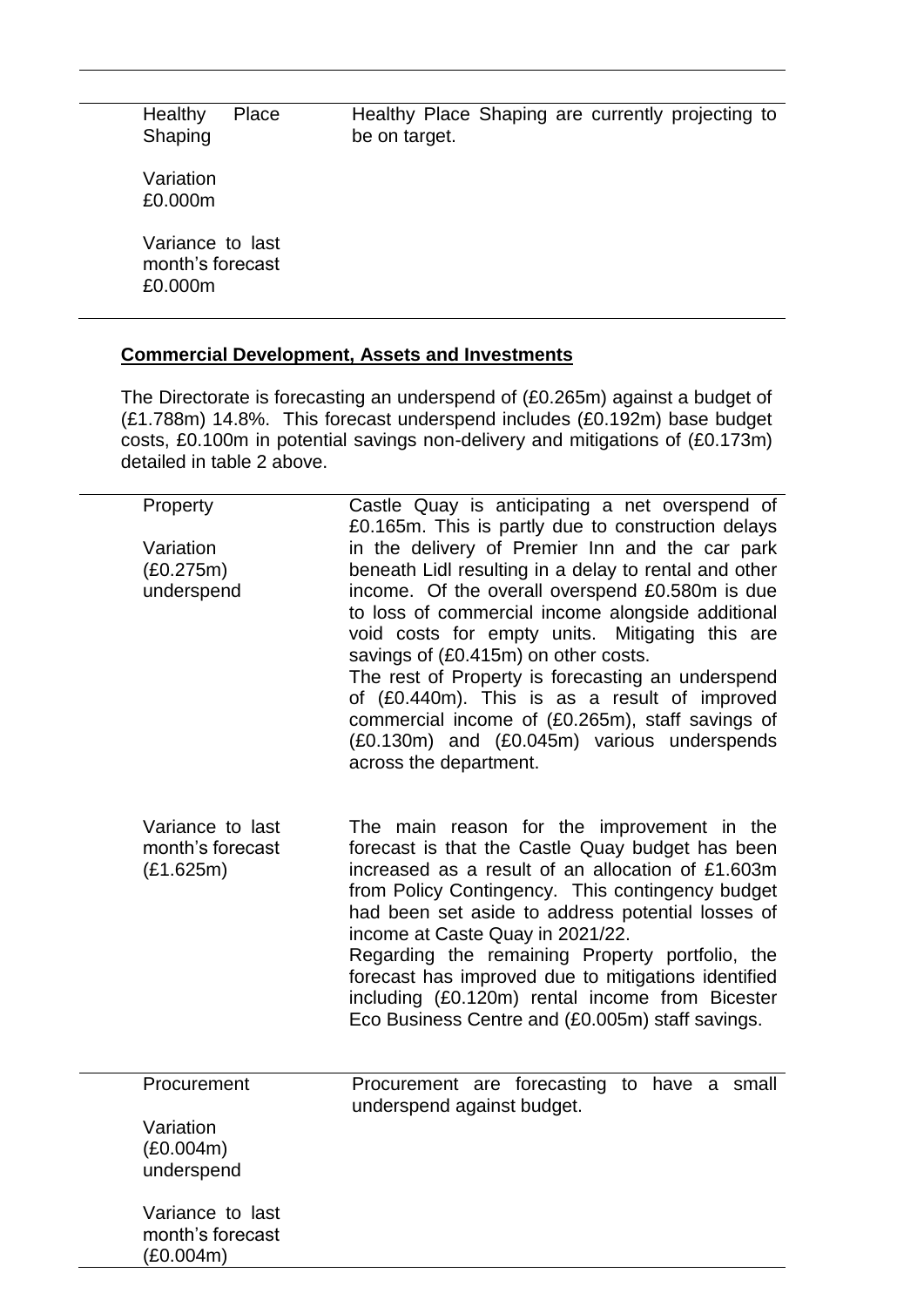| | |
|---|---|
| Healthy Place Shaping<br><br>Variation<br>£0.000m<br><br>Variance to last month's forecast<br>£0.000m | Healthy Place Shaping are currently projecting to be on target. |

**Commercial Development, Assets and Investments**

The Directorate is forecasting an underspend of (£0.265m) against a budget of (£1.788m) 14.8%. This forecast underspend includes (£0.192m) base budget costs, £0.100m in potential savings non-delivery and mitigations of (£0.173m) detailed in table 2 above.

| | |
|---|---|
| Property<br><br>Variation<br>(£0.275m)<br>underspend | Castle Quay is anticipating a net overspend of £0.165m. This is partly due to construction delays in the delivery of Premier Inn and the car park beneath Lidl resulting in a delay to rental and other income. Of the overall overspend £0.580m is due to loss of commercial income alongside additional void costs for empty units. Mitigating this are savings of (£0.415m) on other costs.<br>The rest of Property is forecasting an underspend of (£0.440m). This is as a result of improved commercial income of (£0.265m), staff savings of (£0.130m) and (£0.045m) various underspends across the department. |
| Variance to last month's forecast<br>(£1.625m) | The main reason for the improvement in the forecast is that the Castle Quay budget has been increased as a result of an allocation of £1.603m from Policy Contingency. This contingency budget had been set aside to address potential losses of income at Caste Quay in 2021/22.<br>Regarding the remaining Property portfolio, the forecast has improved due to mitigations identified including (£0.120m) rental income from Bicester Eco Business Centre and (£0.005m) staff savings. |
| Procurement<br><br>Variation<br>(£0.004m)<br>underspend<br><br>Variance to last month's forecast<br>(£0.004m) | Procurement are forecasting to have a small underspend against budget. |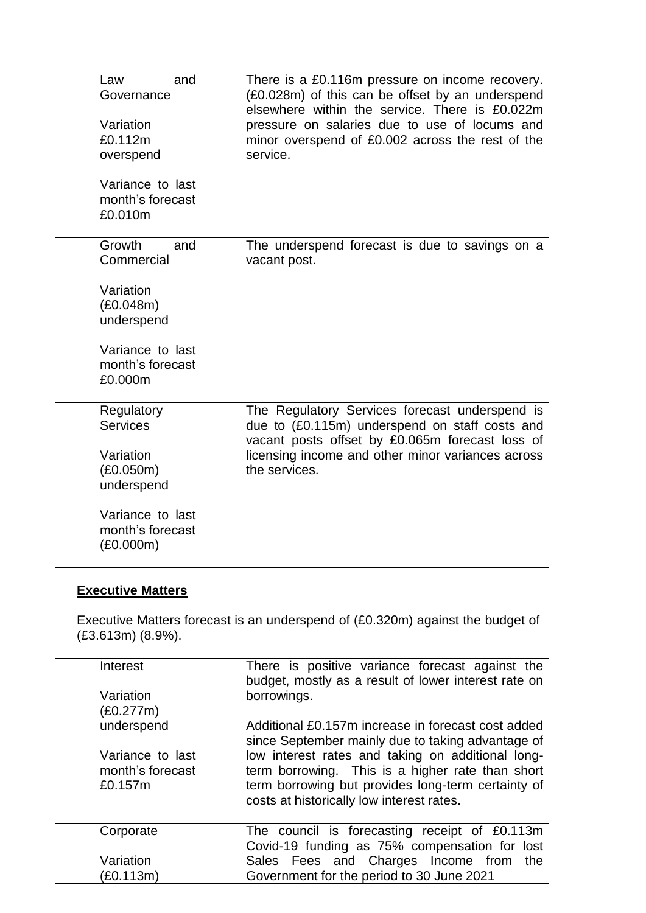| | |
|---|---|
| Law and Governance<br><br>Variation £0.112m overspend<br><br>Variance to last month's forecast £0.010m | There is a £0.116m pressure on income recovery. (£0.028m) of this can be offset by an underspend elsewhere within the service. There is £0.022m pressure on salaries due to use of locums and minor overspend of £0.002 across the rest of the service. |
| Growth and Commercial<br><br>Variation (£0.048m) underspend<br><br>Variance to last month's forecast £0.000m | The underspend forecast is due to savings on a vacant post. |
| Regulatory Services<br><br>Variation (£0.050m) underspend<br><br>Variance to last month's forecast (£0.000m) | The Regulatory Services forecast underspend is due to (£0.115m) underspend on staff costs and vacant posts offset by £0.065m forecast loss of licensing income and other minor variances across the services. |

**Executive Matters**

Executive Matters forecast is an underspend of (£0.320m) against the budget of (£3.613m) (8.9%).

| | |
|---|---|
| Interest<br><br>Variation (£0.277m) underspend<br><br>Variance to last month's forecast £0.157m | There is positive variance forecast against the budget, mostly as a result of lower interest rate on borrowings.<br><br>Additional £0.157m increase in forecast cost added since September mainly due to taking advantage of low interest rates and taking on additional long-term borrowing. This is a higher rate than short term borrowing but provides long-term certainty of costs at historically low interest rates. |
| Corporate<br><br>Variation (£0.113m) | The council is forecasting receipt of £0.113m Covid-19 funding as 75% compensation for lost Sales Fees and Charges Income from the Government for the period to 30 June 2021 |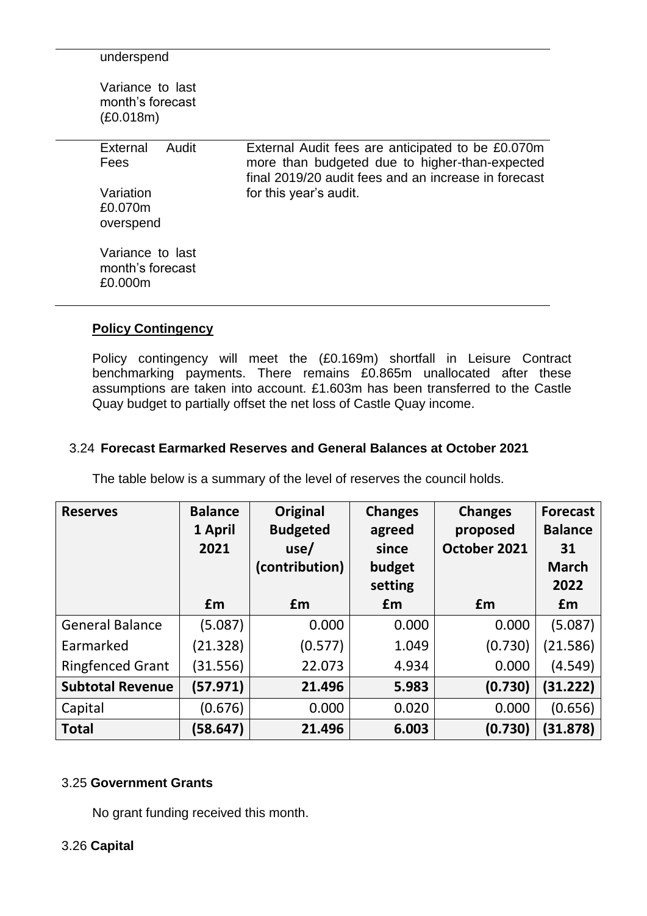| | |
|---|---|
| underspend<br><br>Variance to last month's forecast (£0.018m) | |
| External Audit Fees<br><br>Variation £0.070m overspend<br><br>Variance to last month's forecast £0.000m | External Audit fees are anticipated to be £0.070m more than budgeted due to higher-than-expected final 2019/20 audit fees and an increase in forecast for this year's audit. |

**Policy Contingency**

Policy contingency will meet the (£0.169m) shortfall in Leisure Contract benchmarking payments. There remains £0.865m unallocated after these assumptions are taken into account. £1.603m has been transferred to the Castle Quay budget to partially offset the net loss of Castle Quay income.

3.24 **Forecast Earmarked Reserves and General Balances at October 2021**

The table below is a summary of the level of reserves the council holds.

| Reserves | Balance 1 April 2021 | Original Budgeted use/ (contribution) | Changes agreed since budget setting | Changes proposed October 2021 | Forecast Balance 31 March 2022 |
|---|---|---|---|---|---|
| | £m | £m | £m | £m | £m |
| General Balance | (5.087) | 0.000 | 0.000 | 0.000 | (5.087) |
| Earmarked | (21.328) | (0.577) | 1.049 | (0.730) | (21.586) |
| Ringfenced Grant | (31.556) | 22.073 | 4.934 | 0.000 | (4.549) |
| **Subtotal Revenue** | **(57.971)** | **21.496** | **5.983** | **(0.730)** | **(31.222)** |
| Capital | (0.676) | 0.000 | 0.020 | 0.000 | (0.656) |
| **Total** | **(58.647)** | **21.496** | **6.003** | **(0.730)** | **(31.878)** |

3.25 **Government Grants**

No grant funding received this month.

3.26 **Capital**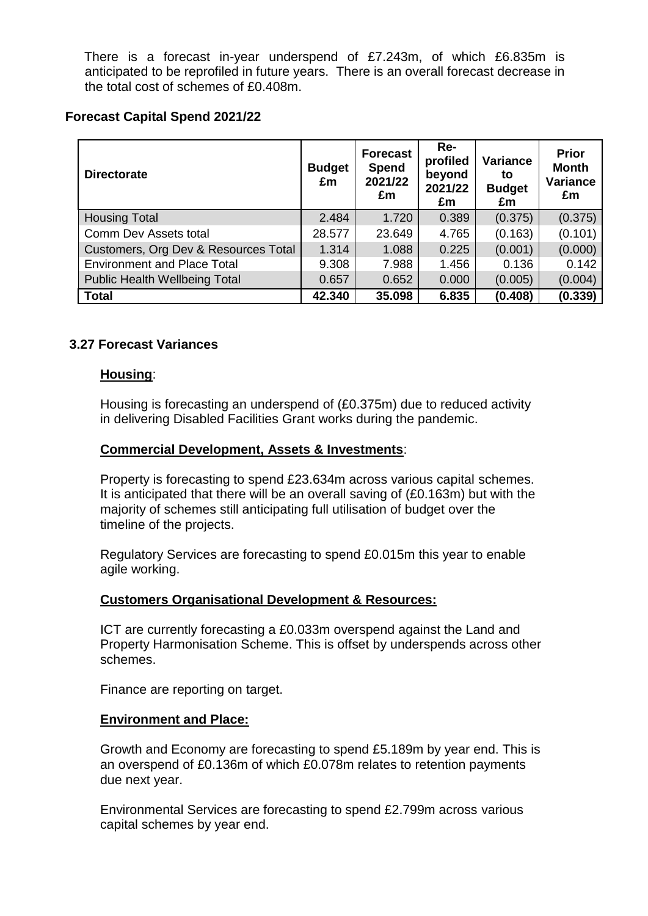There is a forecast in-year underspend of £7.243m, of which £6.835m is anticipated to be reprofiled in future years. There is an overall forecast decrease in the total cost of schemes of £0.408m.

**Forecast Capital Spend 2021/22**

| Directorate | Budget £m | Forecast Spend 2021/22 £m | Re-profiled beyond 2021/22 £m | Variance to Budget £m | Prior Month Variance £m |
|---|---|---|---|---|---|
| Housing Total | 2.484 | 1.720 | 0.389 | (0.375) | (0.375) |
| Comm Dev Assets total | 28.577 | 23.649 | 4.765 | (0.163) | (0.101) |
| Customers, Org Dev & Resources Total | 1.314 | 1.088 | 0.225 | (0.001) | (0.000) |
| Environment and Place Total | 9.308 | 7.988 | 1.456 | 0.136 | 0.142 |
| Public Health Wellbeing Total | 0.657 | 0.652 | 0.000 | (0.005) | (0.004) |
| **Total** | **42.340** | **35.098** | **6.835** | **(0.408)** | **(0.339)** |

**3.27 Forecast Variances**

**Housing**:

Housing is forecasting an underspend of (£0.375m) due to reduced activity in delivering Disabled Facilities Grant works during the pandemic.

**Commercial Development, Assets & Investments**:

Property is forecasting to spend £23.634m across various capital schemes. It is anticipated that there will be an overall saving of (£0.163m) but with the majority of schemes still anticipating full utilisation of budget over the timeline of the projects.

Regulatory Services are forecasting to spend £0.015m this year to enable agile working.

**Customers Organisational Development & Resources:**

ICT are currently forecasting a £0.033m overspend against the Land and Property Harmonisation Scheme. This is offset by underspends across other schemes.

Finance are reporting on target.

**Environment and Place:**

Growth and Economy are forecasting to spend £5.189m by year end. This is an overspend of £0.136m of which £0.078m relates to retention payments due next year.

Environmental Services are forecasting to spend £2.799m across various capital schemes by year end.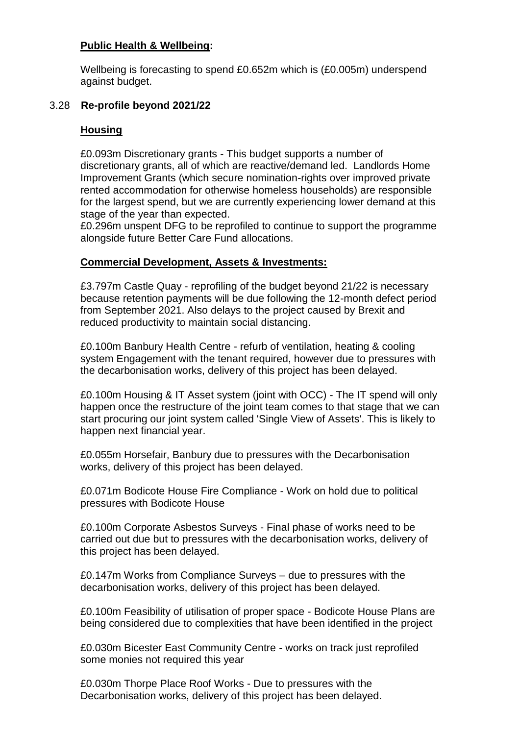**Public Health & Wellbeing:**

Wellbeing is forecasting to spend £0.652m which is (£0.005m) underspend against budget.

3.28 **Re-profile beyond 2021/22**

**Housing**

£0.093m Discretionary grants - This budget supports a number of discretionary grants, all of which are reactive/demand led. Landlords Home Improvement Grants (which secure nomination-rights over improved private rented accommodation for otherwise homeless households) are responsible for the largest spend, but we are currently experiencing lower demand at this stage of the year than expected.
£0.296m unspent DFG to be reprofiled to continue to support the programme alongside future Better Care Fund allocations.

**Commercial Development, Assets & Investments:**

£3.797m Castle Quay - reprofiling of the budget beyond 21/22 is necessary because retention payments will be due following the 12-month defect period from September 2021. Also delays to the project caused by Brexit and reduced productivity to maintain social distancing.

£0.100m Banbury Health Centre - refurb of ventilation, heating & cooling system Engagement with the tenant required, however due to pressures with the decarbonisation works, delivery of this project has been delayed.

£0.100m Housing & IT Asset system (joint with OCC) - The IT spend will only happen once the restructure of the joint team comes to that stage that we can start procuring our joint system called 'Single View of Assets'. This is likely to happen next financial year.

£0.055m Horsefair, Banbury due to pressures with the Decarbonisation works, delivery of this project has been delayed.

£0.071m Bodicote House Fire Compliance - Work on hold due to political pressures with Bodicote House

£0.100m Corporate Asbestos Surveys - Final phase of works need to be carried out due but to pressures with the decarbonisation works, delivery of this project has been delayed.

£0.147m Works from Compliance Surveys – due to pressures with the decarbonisation works, delivery of this project has been delayed.

£0.100m Feasibility of utilisation of proper space - Bodicote House Plans are being considered due to complexities that have been identified in the project

£0.030m Bicester East Community Centre - works on track just reprofiled some monies not required this year

£0.030m Thorpe Place Roof Works - Due to pressures with the Decarbonisation works, delivery of this project has been delayed.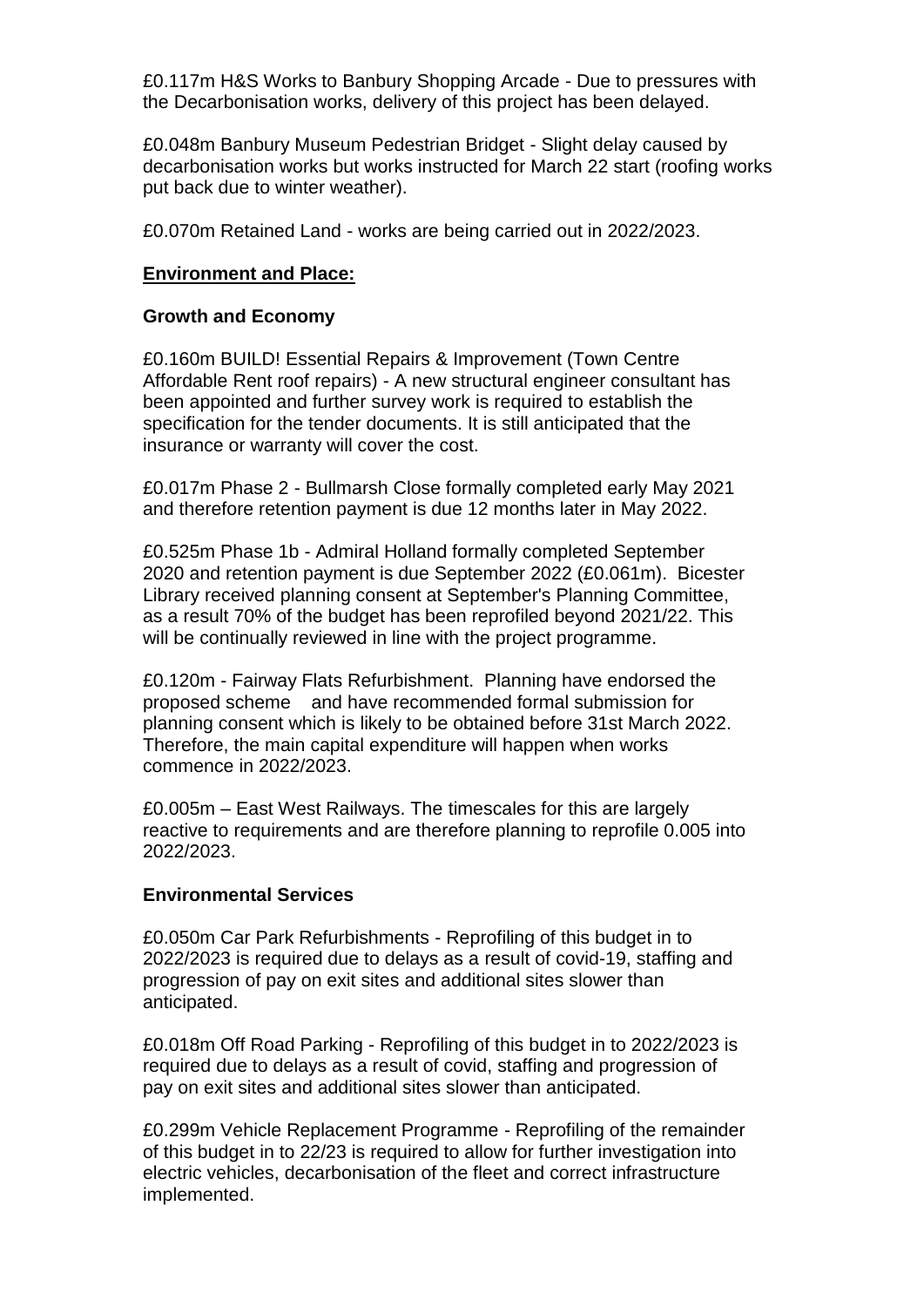£0.117m H&S Works to Banbury Shopping Arcade - Due to pressures with the Decarbonisation works, delivery of this project has been delayed.

£0.048m Banbury Museum Pedestrian Bridget - Slight delay caused by decarbonisation works but works instructed for March 22 start (roofing works put back due to winter weather).

£0.070m Retained Land - works are being carried out in 2022/2023.

**Environment and Place:**

**Growth and Economy**

£0.160m BUILD! Essential Repairs & Improvement (Town Centre Affordable Rent roof repairs) - A new structural engineer consultant has been appointed and further survey work is required to establish the specification for the tender documents. It is still anticipated that the insurance or warranty will cover the cost.

£0.017m Phase 2 - Bullmarsh Close formally completed early May 2021 and therefore retention payment is due 12 months later in May 2022.

£0.525m Phase 1b - Admiral Holland formally completed September 2020 and retention payment is due September 2022 (£0.061m). Bicester Library received planning consent at September's Planning Committee, as a result 70% of the budget has been reprofiled beyond 2021/22. This will be continually reviewed in line with the project programme.

£0.120m - Fairway Flats Refurbishment. Planning have endorsed the proposed scheme and have recommended formal submission for planning consent which is likely to be obtained before 31st March 2022. Therefore, the main capital expenditure will happen when works commence in 2022/2023.

£0.005m – East West Railways. The timescales for this are largely reactive to requirements and are therefore planning to reprofile 0.005 into 2022/2023.

**Environmental Services**

£0.050m Car Park Refurbishments - Reprofiling of this budget in to 2022/2023 is required due to delays as a result of covid-19, staffing and progression of pay on exit sites and additional sites slower than anticipated.

£0.018m Off Road Parking - Reprofiling of this budget in to 2022/2023 is required due to delays as a result of covid, staffing and progression of pay on exit sites and additional sites slower than anticipated.

£0.299m Vehicle Replacement Programme - Reprofiling of the remainder of this budget in to 22/23 is required to allow for further investigation into electric vehicles, decarbonisation of the fleet and correct infrastructure implemented.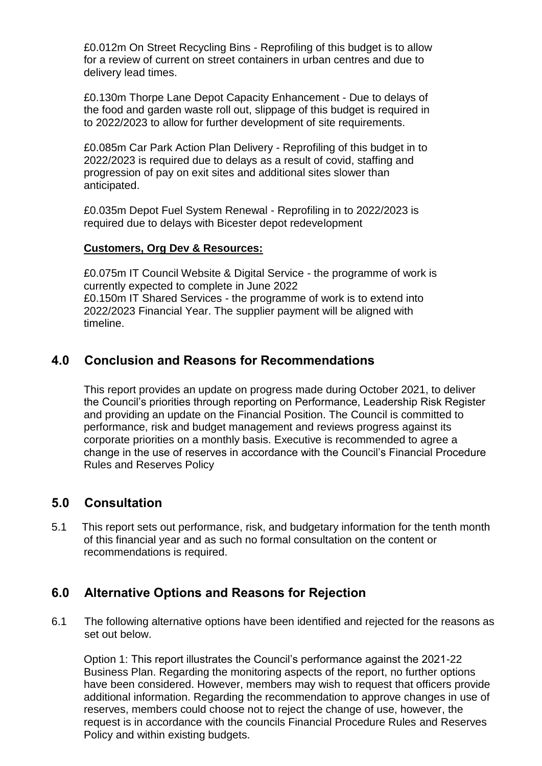£0.012m On Street Recycling Bins - Reprofiling of this budget is to allow for a review of current on street containers in urban centres and due to delivery lead times.

£0.130m Thorpe Lane Depot Capacity Enhancement - Due to delays of the food and garden waste roll out, slippage of this budget is required in to 2022/2023 to allow for further development of site requirements.

£0.085m Car Park Action Plan Delivery - Reprofiling of this budget in to 2022/2023 is required due to delays as a result of covid, staffing and progression of pay on exit sites and additional sites slower than anticipated.

£0.035m Depot Fuel System Renewal - Reprofiling in to 2022/2023 is required due to delays with Bicester depot redevelopment

**Customers, Org Dev & Resources:**

£0.075m IT Council Website & Digital Service - the programme of work is currently expected to complete in June 2022
£0.150m IT Shared Services - the programme of work is to extend into 2022/2023 Financial Year. The supplier payment will be aligned with timeline.

## 4.0 Conclusion and Reasons for Recommendations

This report provides an update on progress made during October 2021, to deliver the Council's priorities through reporting on Performance, Leadership Risk Register and providing an update on the Financial Position. The Council is committed to performance, risk and budget management and reviews progress against its corporate priorities on a monthly basis. Executive is recommended to agree a change in the use of reserves in accordance with the Council's Financial Procedure Rules and Reserves Policy

## 5.0 Consultation

5.1 This report sets out performance, risk, and budgetary information for the tenth month of this financial year and as such no formal consultation on the content or recommendations is required.

## 6.0 Alternative Options and Reasons for Rejection

6.1 The following alternative options have been identified and rejected for the reasons as set out below.

Option 1: This report illustrates the Council's performance against the 2021-22 Business Plan. Regarding the monitoring aspects of the report, no further options have been considered. However, members may wish to request that officers provide additional information. Regarding the recommendation to approve changes in use of reserves, members could choose not to reject the change of use, however, the request is in accordance with the councils Financial Procedure Rules and Reserves Policy and within existing budgets.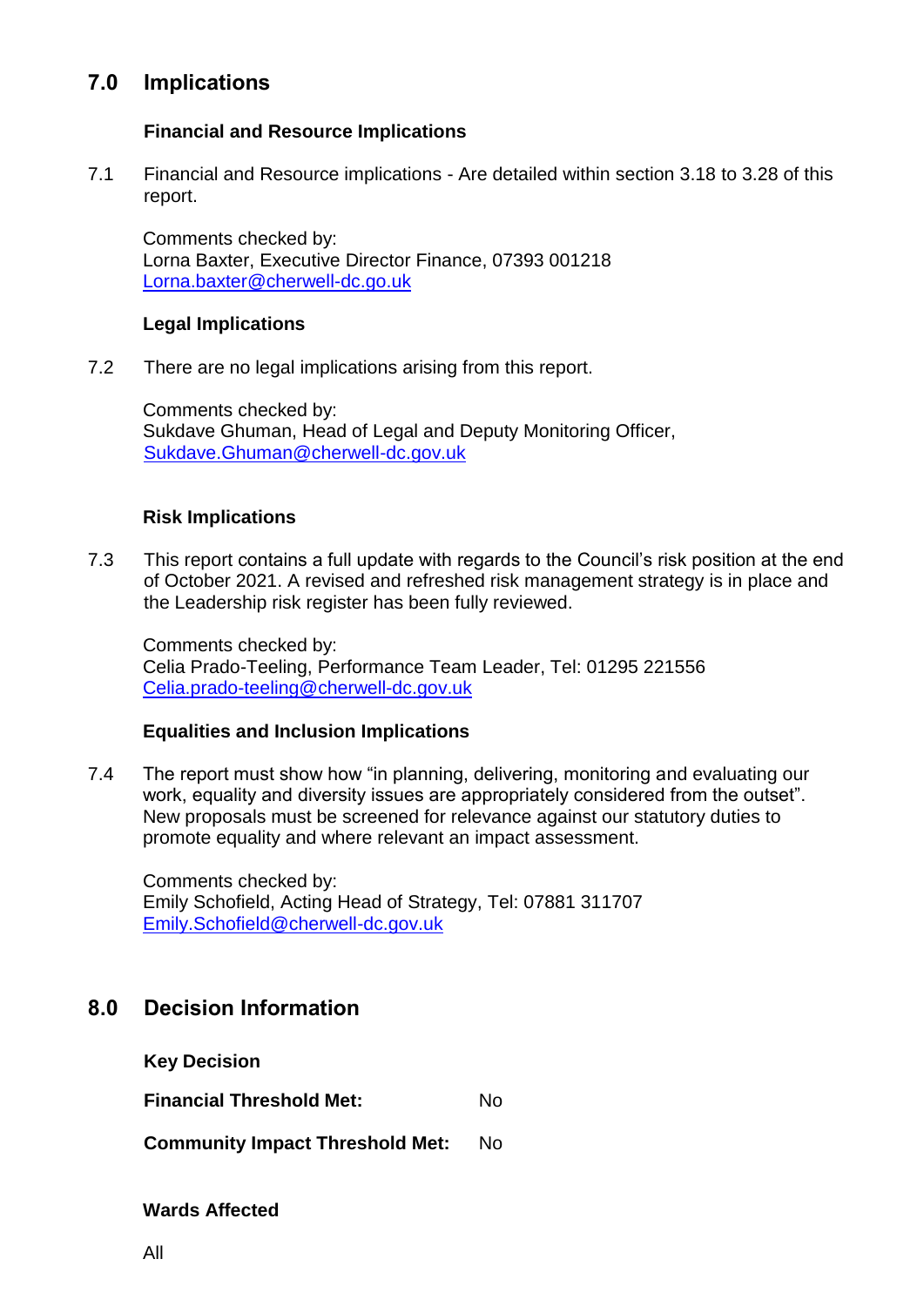## 7.0 Implications

### Financial and Resource Implications

7.1 Financial and Resource implications - Are detailed within section 3.18 to 3.28 of this report.

Comments checked by:
Lorna Baxter, Executive Director Finance, 07393 001218
Lorna.baxter@cherwell-dc.go.uk

### Legal Implications

7.2 There are no legal implications arising from this report.

Comments checked by:
Sukdave Ghuman, Head of Legal and Deputy Monitoring Officer,
Sukdave.Ghuman@cherwell-dc.gov.uk

### Risk Implications

7.3 This report contains a full update with regards to the Council's risk position at the end of October 2021. A revised and refreshed risk management strategy is in place and the Leadership risk register has been fully reviewed.

Comments checked by:
Celia Prado-Teeling, Performance Team Leader, Tel: 01295 221556
Celia.prado-teeling@cherwell-dc.gov.uk

### Equalities and Inclusion Implications

7.4 The report must show how "in planning, delivering, monitoring and evaluating our work, equality and diversity issues are appropriately considered from the outset". New proposals must be screened for relevance against our statutory duties to promote equality and where relevant an impact assessment.

Comments checked by:
Emily Schofield, Acting Head of Strategy, Tel: 07881 311707
Emily.Schofield@cherwell-dc.gov.uk

## 8.0 Decision Information

**Key Decision**

**Financial Threshold Met:** No

**Community Impact Threshold Met:** No

**Wards Affected**

All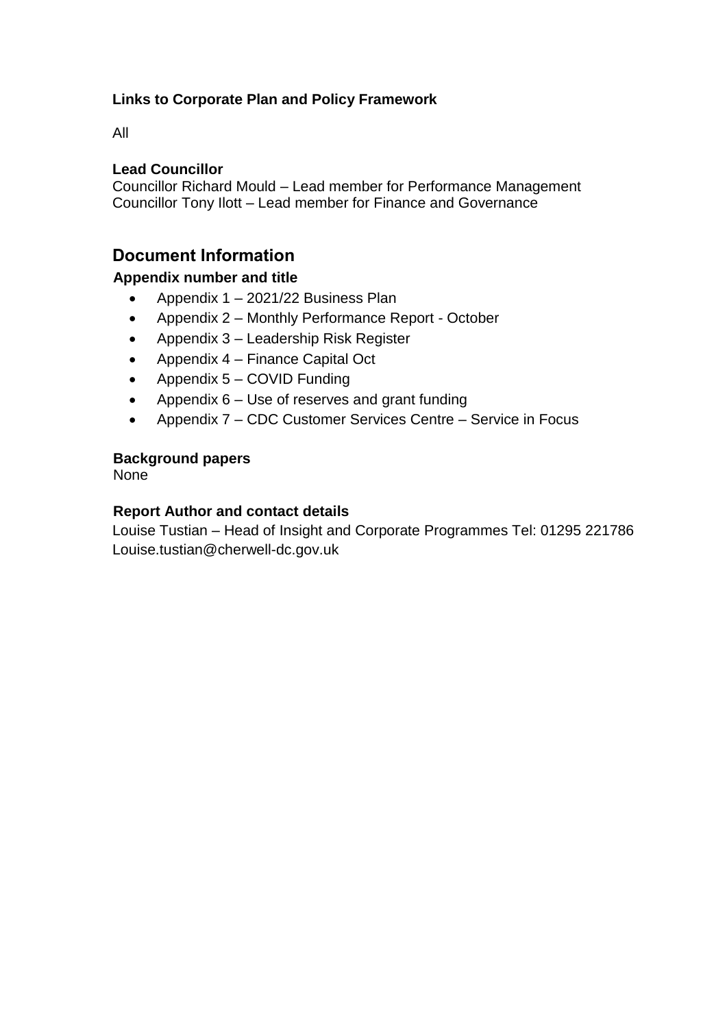**Links to Corporate Plan and Policy Framework**

All

**Lead Councillor**

Councillor Richard Mould – Lead member for Performance Management
Councillor Tony Ilott – Lead member for Finance and Governance

## Document Information

**Appendix number and title**

- Appendix 1 – 2021/22 Business Plan
- Appendix 2 – Monthly Performance Report - October
- Appendix 3 – Leadership Risk Register
- Appendix 4 – Finance Capital Oct
- Appendix 5 – COVID Funding
- Appendix 6 – Use of reserves and grant funding
- Appendix 7 – CDC Customer Services Centre – Service in Focus

**Background papers**

None

**Report Author and contact details**

Louise Tustian – Head of Insight and Corporate Programmes Tel: 01295 221786
Louise.tustian@cherwell-dc.gov.uk